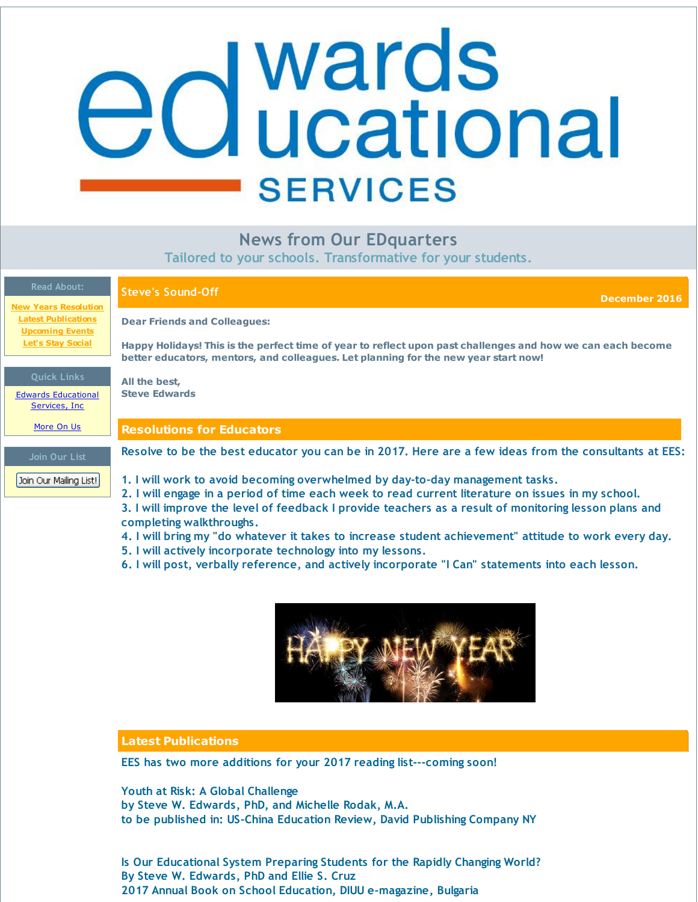# Edwards Educational Services

## News from Our EDquarters

Tailored to your schools. Transformative for your students.

**Read About:**

- New Years Resolution
- Latest Publications
- Upcoming Events
- Let's Stay Social

**Quick Links**

- Edwards Educational Services, Inc
- More On Us

**Join Our List**

Join Our Mailing List!

## Steve's Sound-Off

**December 2016**

**Dear Friends and Colleagues:**

**Happy Holidays! This is the perfect time of year to reflect upon past challenges and how we can each become better educators, mentors, and colleagues. Let planning for the new year start now!**

**All the best,**
**Steve Edwards**

## Resolutions for Educators

Resolve to be the best educator you can be in 2017. Here are a few ideas from the consultants at EES:

1. I will work to avoid becoming overwhelmed by day-to-day management tasks.
2. I will engage in a period of time each week to read current literature on issues in my school.
3. I will improve the level of feedback I provide teachers as a result of monitoring lesson plans and completing walkthroughs.
4. I will bring my "do whatever it takes to increase student achievement" attitude to work every day.
5. I will actively incorporate technology into my lessons.
6. I will post, verbally reference, and actively incorporate "I Can" statements into each lesson.

## Latest Publications

EES has two more additions for your 2017 reading list---coming soon!

Youth at Risk: A Global Challenge
by Steve W. Edwards, PhD, and Michelle Rodak, M.A.
to be published in: US-China Education Review, David Publishing Company NY

Is Our Educational System Preparing Students for the Rapidly Changing World?
By Steve W. Edwards, PhD and Ellie S. Cruz
2017 Annual Book on School Education, DIUU e-magazine, Bulgaria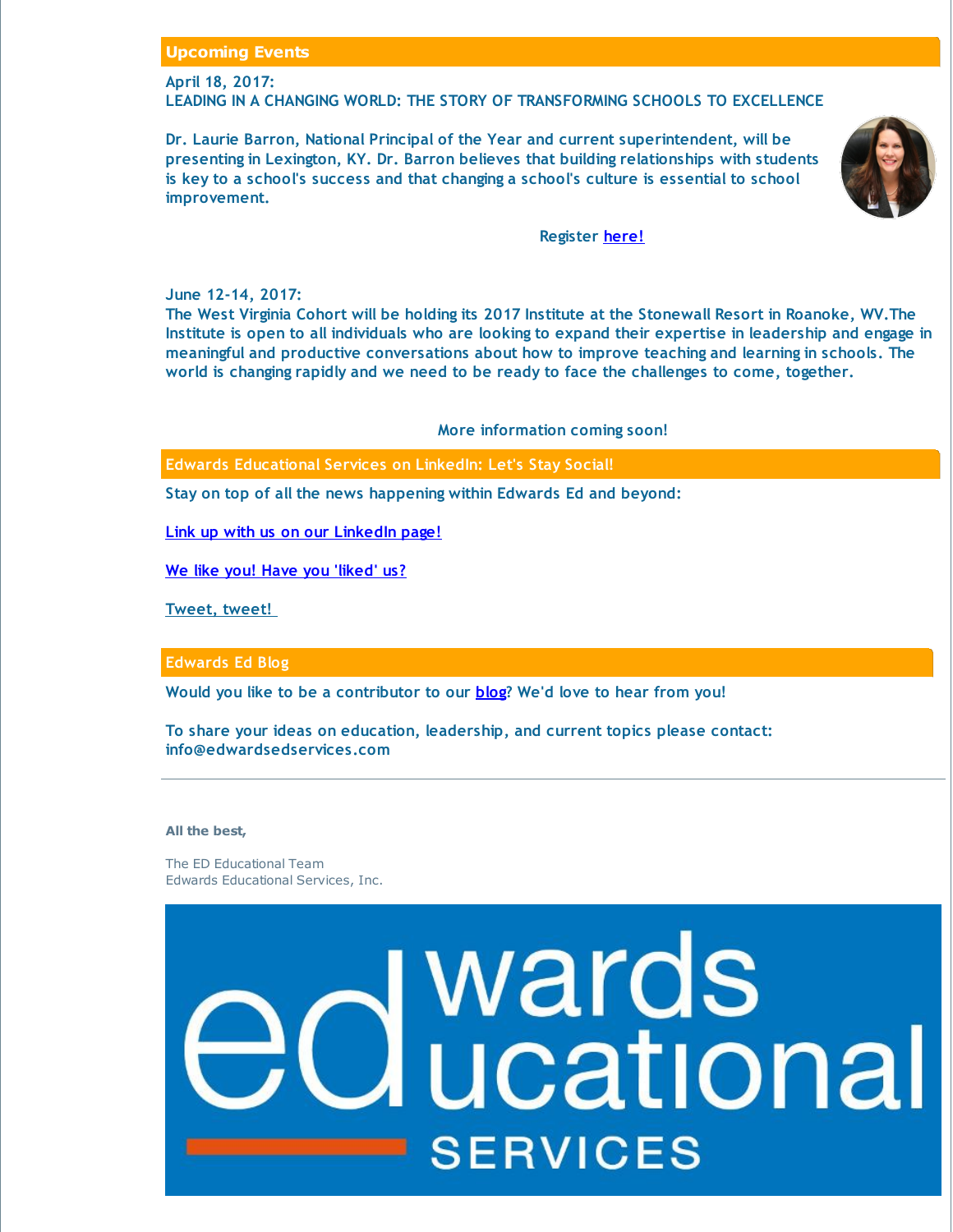## Upcoming Events

**April 18, 2017:**
**LEADING IN A CHANGING WORLD: THE STORY OF TRANSFORMING SCHOOLS TO EXCELLENCE**

Dr. Laurie Barron, National Principal of the Year and current superintendent, will be presenting in Lexington, KY. Dr. Barron believes that building relationships with students is key to a school's success and that changing a school's culture is essential to school improvement.

Register here!

June 12-14, 2017:
The West Virginia Cohort will be holding its 2017 Institute at the Stonewall Resort in Roanoke, WV.The Institute is open to all individuals who are looking to expand their expertise in leadership and engage in meaningful and productive conversations about how to improve teaching and learning in schools. The world is changing rapidly and we need to be ready to face the challenges to come, together.

More information coming soon!

## Edwards Educational Services on LinkedIn: Let's Stay Social!

Stay on top of all the news happening within Edwards Ed and beyond:

Link up with us on our LinkedIn page!

We like you! Have you 'liked' us?

Tweet, tweet!

## Edwards Ed Blog

Would you like to be a contributor to our blog? We'd love to hear from you!

To share your ideas on education, leadership, and current topics please contact: info@edwardsedservices.com

---

**All the best,**

The ED Educational Team
Edwards Educational Services, Inc.

edwards educational SERVICES